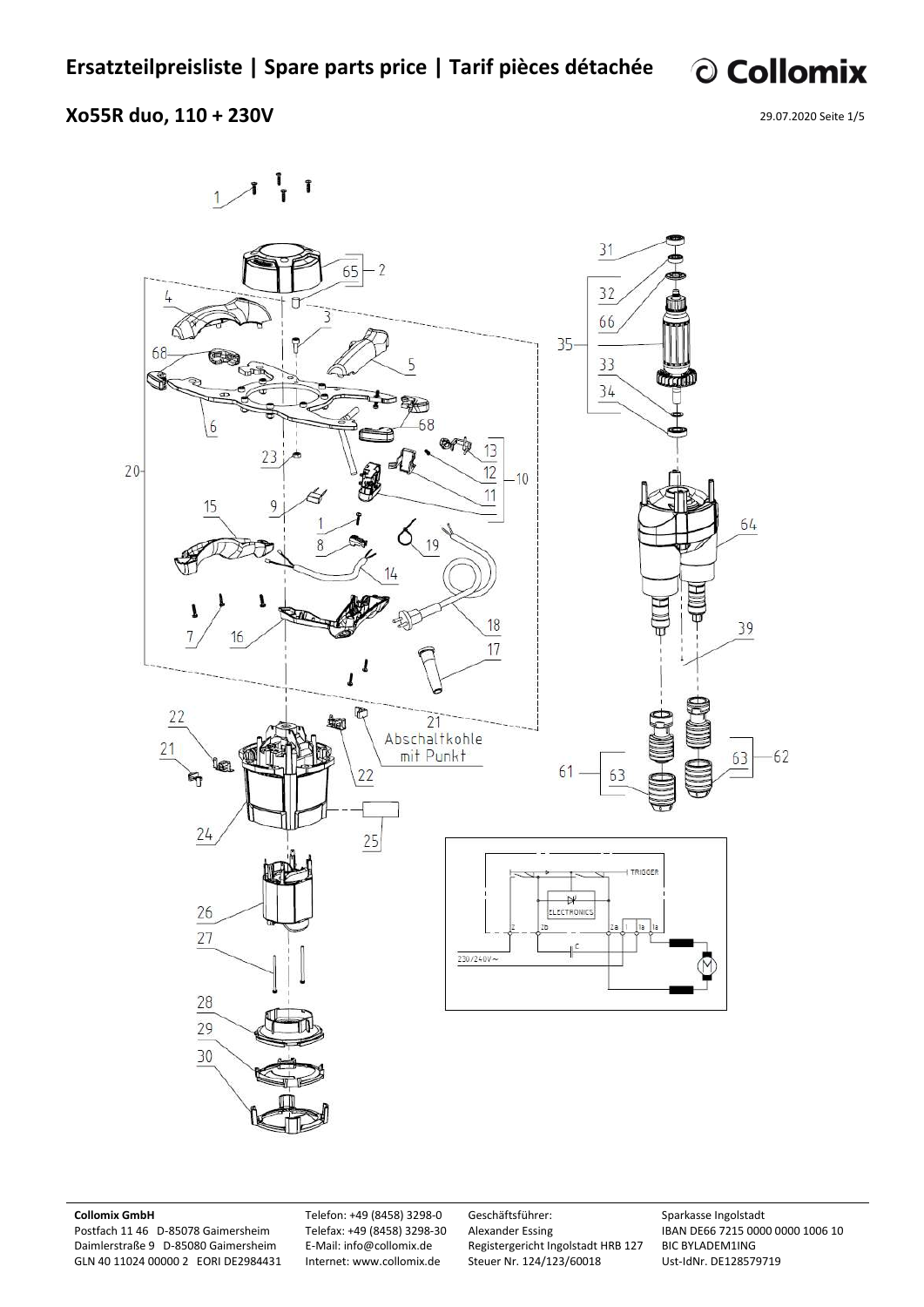# Ersatzteilpreisliste | Spare parts price | Tarif pièces détachée

## Xo55R duo, 110 + 230V

29.07.2020 Seite 1/5

1 2 65 3 4 5 68 6 20 23 13 12 10 11 9 15 1 8 19 14 18 7 16 17 22 21 Abschaltkohle mit Punkt 21 22 24 25 26 27 28 29 30 31 32 66 35 33 34 64 39 61 63 63 62

TRIGGER ELECTRONICS 2 2b C 2a 1 1a 1a 230/240V~ M

**Collomix GmbH**
Postfach 11 46 D-85078 Gaimersheim
Daimlerstraße 9 D-85080 Gaimersheim
GLN 40 11024 00000 2 EORI DE2984431

Telefon: +49 (8458) 3298-0
Telefax: +49 (8458) 3298-30
E-Mail: info@collomix.de
Internet: www.collomix.de

Geschäftsführer:
Alexander Essing
Registergericht Ingolstadt HRB 127
Steuer Nr. 124/123/60018

Sparkasse Ingolstadt
IBAN DE66 7215 0000 0000 1006 10
BIC BYLADEM1ING
Ust-IdNr. DE128579719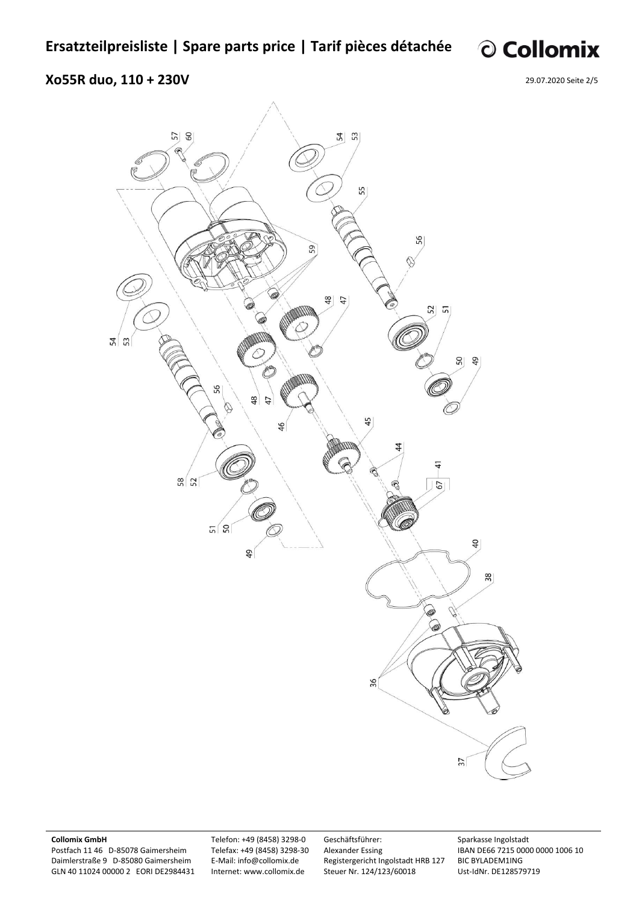# Ersatzteilpreisliste | Spare parts price | Tarif pièces détachée

## Xo55R duo, 110 + 230V

29.07.2020 Seite 2/5

57 60 54 53 55 56 59 48 47 52 51 54 53 48 47 50 49 56 46 45 44 41 67 58 52 51 50 49 40 38 36 37

**Collomix GmbH**
Postfach 11 46 D-85078 Gaimersheim
Daimlerstraße 9 D-85080 Gaimersheim
GLN 40 11024 00000 2 EORI DE2984431

Telefon: +49 (8458) 3298-0
Telefax: +49 (8458) 3298-30
E-Mail: info@collomix.de
Internet: www.collomix.de

Geschäftsführer:
Alexander Essing
Registergericht Ingolstadt HRB 127
Steuer Nr. 124/123/60018

Sparkasse Ingolstadt
IBAN DE66 7215 0000 0000 1006 10
BIC BYLADEM1ING
Ust-IdNr. DE128579719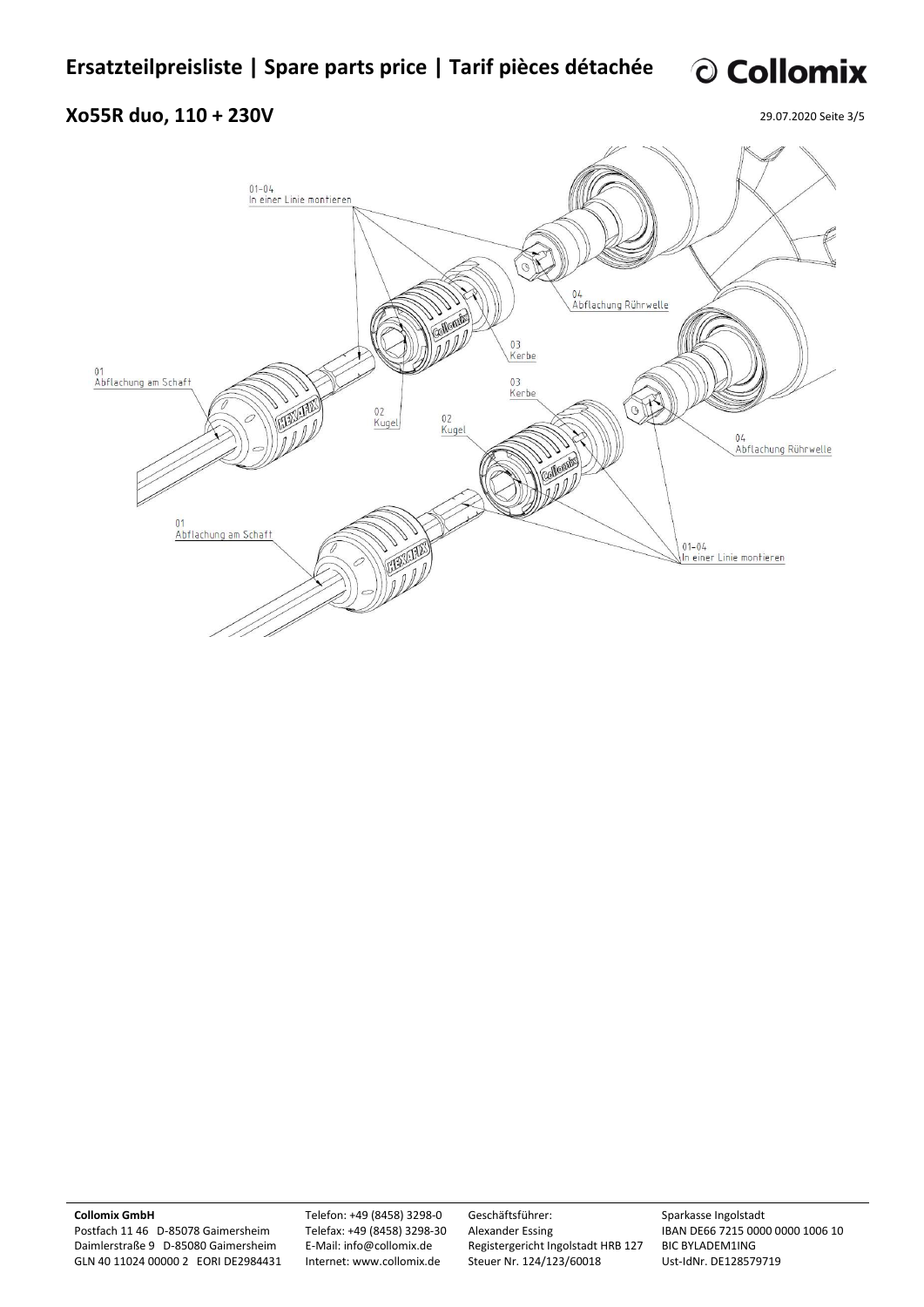# Ersatzteilpreisliste | Spare parts price | Tarif pièces détachée

## Xo55R duo, 110 + 230V

29.07.2020 Seite 3/5

01-04
In einer Linie montieren

04
Abflachung Rührwelle

03
Kerbe

01
Abflachung am Schaft

02
Kugel

03
Kerbe

02
Kugel

04
Abflachung Rührwelle

01
Abflachung am Schaft

01-04
In einer Linie montieren

**Collomix GmbH**
Postfach 11 46 D-85078 Gaimersheim
Daimlerstraße 9 D-85080 Gaimersheim
GLN 40 11024 00000 2 EORI DE2984431

Telefon: +49 (8458) 3298-0
Telefax: +49 (8458) 3298-30
E-Mail: info@collomix.de
Internet: www.collomix.de

Geschäftsführer:
Alexander Essing
Registergericht Ingolstadt HRB 127
Steuer Nr. 124/123/60018

Sparkasse Ingolstadt
IBAN DE66 7215 0000 0000 1006 10
BIC BYLADEM1ING
Ust-IdNr. DE128579719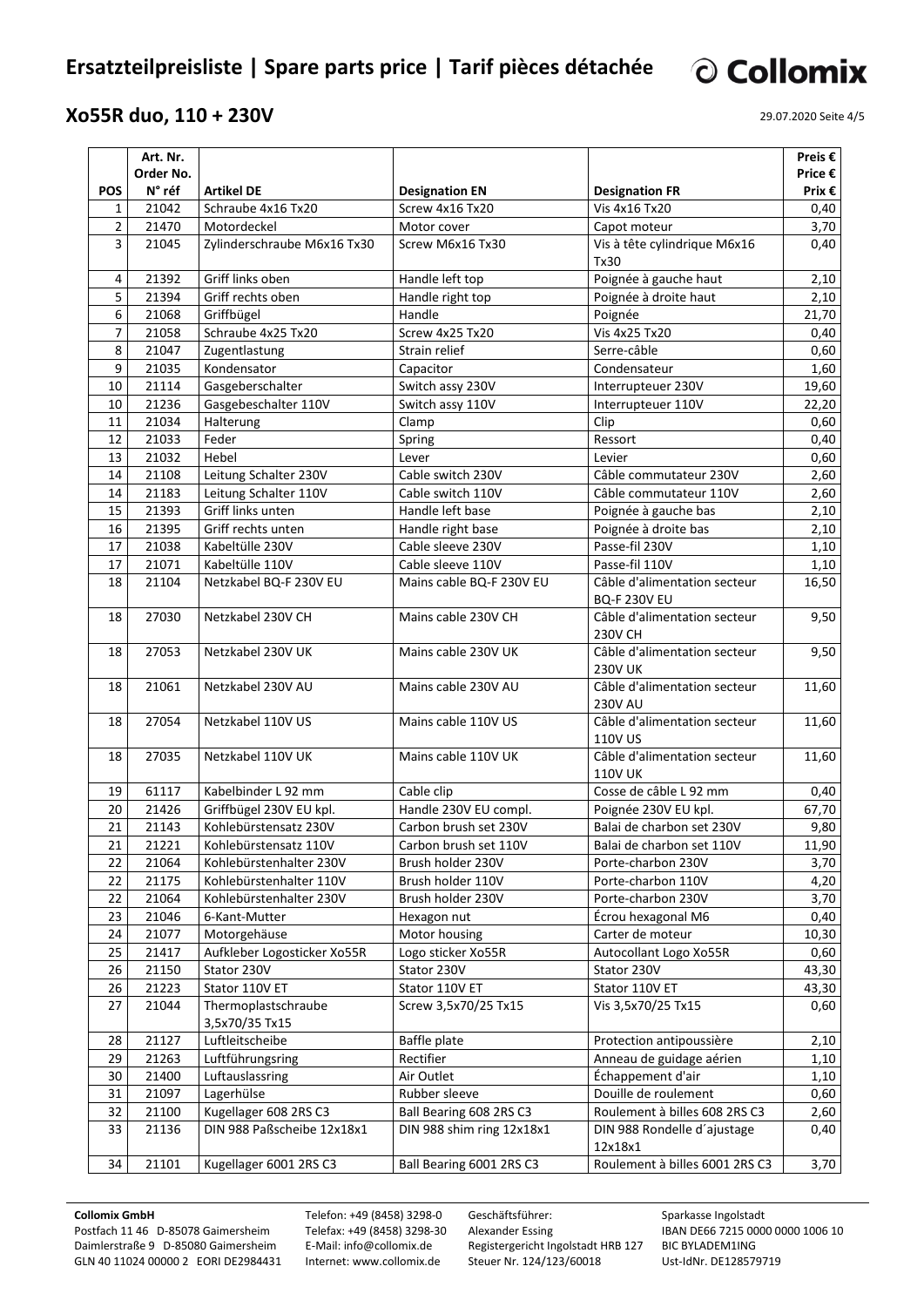# Ersatzteilpreisliste | Spare parts price | Tarif pièces détachée

## Xo55R duo, 110 + 230V

29.07.2020

| POS | Art. Nr. Order No. N° réf | Artikel DE | Designation EN | Designation FR | Preis € Price € Prix € |
|---|---|---|---|---|---|
| 1 | 21042 | Schraube 4x16 Tx20 | Screw 4x16 Tx20 | Vis 4x16 Tx20 | 0,40 |
| 2 | 21470 | Motordeckel | Motor cover | Capot moteur | 3,70 |
| 3 | 21045 | Zylinderschraube M6x16 Tx30 | Screw M6x16 Tx30 | Vis à tête cylindrique M6x16 Tx30 | 0,40 |
| 4 | 21392 | Griff links oben | Handle left top | Poignée à gauche haut | 2,10 |
| 5 | 21394 | Griff rechts oben | Handle right top | Poignée à droite haut | 2,10 |
| 6 | 21068 | Griffbügel | Handle | Poignée | 21,70 |
| 7 | 21058 | Schraube 4x25 Tx20 | Screw 4x25 Tx20 | Vis 4x25 Tx20 | 0,40 |
| 8 | 21047 | Zugentlastung | Strain relief | Serre-câble | 0,60 |
| 9 | 21035 | Kondensator | Capacitor | Condensateur | 1,60 |
| 10 | 21114 | Gasgeberschalter | Switch assy 230V | Interrupteuer 230V | 19,60 |
| 10 | 21236 | Gasgebeschalter 110V | Switch assy 110V | Interrupteuer 110V | 22,20 |
| 11 | 21034 | Halterung | Clamp | Clip | 0,60 |
| 12 | 21033 | Feder | Spring | Ressort | 0,40 |
| 13 | 21032 | Hebel | Lever | Levier | 0,60 |
| 14 | 21108 | Leitung Schalter 230V | Cable switch 230V | Câble commutateur 230V | 2,60 |
| 14 | 21183 | Leitung Schalter 110V | Cable switch 110V | Câble commutateur 110V | 2,60 |
| 15 | 21393 | Griff links unten | Handle left base | Poignée à gauche bas | 2,10 |
| 16 | 21395 | Griff rechts unten | Handle right base | Poignée à droite bas | 2,10 |
| 17 | 21038 | Kabeltülle 230V | Cable sleeve 230V | Passe-fil 230V | 1,10 |
| 17 | 21071 | Kabeltülle 110V | Cable sleeve 110V | Passe-fil 110V | 1,10 |
| 18 | 21104 | Netzkabel BQ-F 230V EU | Mains cable BQ-F 230V EU | Câble d'alimentation secteur BQ-F 230V EU | 16,50 |
| 18 | 27030 | Netzkabel 230V CH | Mains cable 230V CH | Câble d'alimentation secteur 230V CH | 9,50 |
| 18 | 27053 | Netzkabel 230V UK | Mains cable 230V UK | Câble d'alimentation secteur 230V UK | 9,50 |
| 18 | 21061 | Netzkabel 230V AU | Mains cable 230V AU | Câble d'alimentation secteur 230V AU | 11,60 |
| 18 | 27054 | Netzkabel 110V US | Mains cable 110V US | Câble d'alimentation secteur 110V US | 11,60 |
| 18 | 27035 | Netzkabel 110V UK | Mains cable 110V UK | Câble d'alimentation secteur 110V UK | 11,60 |
| 19 | 61117 | Kabelbinder L 92 mm | Cable clip | Cosse de câble L 92 mm | 0,40 |
| 20 | 21426 | Griffbügel 230V EU kpl. | Handle 230V EU compl. | Poignée 230V EU kpl. | 67,70 |
| 21 | 21143 | Kohlebürstensatz 230V | Carbon brush set 230V | Balai de charbon set 230V | 9,80 |
| 21 | 21221 | Kohlebürstensatz 110V | Carbon brush set 110V | Balai de charbon set 110V | 11,90 |
| 22 | 21064 | Kohlebürstenhalter 230V | Brush holder 230V | Porte-charbon 230V | 3,70 |
| 22 | 21175 | Kohlebürstenhalter 110V | Brush holder 110V | Porte-charbon 110V | 4,20 |
| 22 | 21064 | Kohlebürstenhalter 230V | Brush holder 230V | Porte-charbon 230V | 3,70 |
| 23 | 21046 | 6-Kant-Mutter | Hexagon nut | Écrou hexagonal M6 | 0,40 |
| 24 | 21077 | Motorgehäuse | Motor housing | Carter de moteur | 10,30 |
| 25 | 21417 | Aufkleber Logosticker Xo55R | Logo sticker Xo55R | Autocollant Logo Xo55R | 0,60 |
| 26 | 21150 | Stator 230V | Stator 230V | Stator 230V | 43,30 |
| 26 | 21223 | Stator 110V ET | Stator 110V ET | Stator 110V ET | 43,30 |
| 27 | 21044 | Thermoplastschraube 3,5x70/35 Tx15 | Screw 3,5x70/25 Tx15 | Vis 3,5x70/25 Tx15 | 0,60 |
| 28 | 21127 | Luftleitscheibe | Baffle plate | Protection antipoussière | 2,10 |
| 29 | 21263 | Luftführungsring | Rectifier | Anneau de guidage aérien | 1,10 |
| 30 | 21400 | Luftauslassring | Air Outlet | Échappement d'air | 1,10 |
| 31 | 21097 | Lagerhülse | Rubber sleeve | Douille de roulement | 0,60 |
| 32 | 21100 | Kugellager 608 2RS C3 | Ball Bearing 608 2RS C3 | Roulement à billes 608 2RS C3 | 2,60 |
| 33 | 21136 | DIN 988 Paßscheibe 12x18x1 | DIN 988 shim ring 12x18x1 | DIN 988 Rondelle d´ajustage 12x18x1 | 0,40 |
| 34 | 21101 | Kugellager 6001 2RS C3 | Ball Bearing 6001 2RS C3 | Roulement à billes 6001 2RS C3 | 3,70 |

**Collomix GmbH**
Postfach 11 46 D-85078 Gaimersheim
Daimlerstraße 9 D-85080 Gaimersheim
GLN 40 11024 00000 2 EORI DE2984431

Telefon: +49 (8458) 3298-0
Telefax: +49 (8458) 3298-30
E-Mail: info@collomix.de
Internet: www.collomix.de

Geschäftsführer:
Alexander Essing
Registergericht Ingolstadt HRB 127
Steuer Nr. 124/123/60018

Sparkasse Ingolstadt
IBAN DE66 7215 0000 0000 1006 10
BIC BYLADEM1ING
Ust-IdNr. DE128579719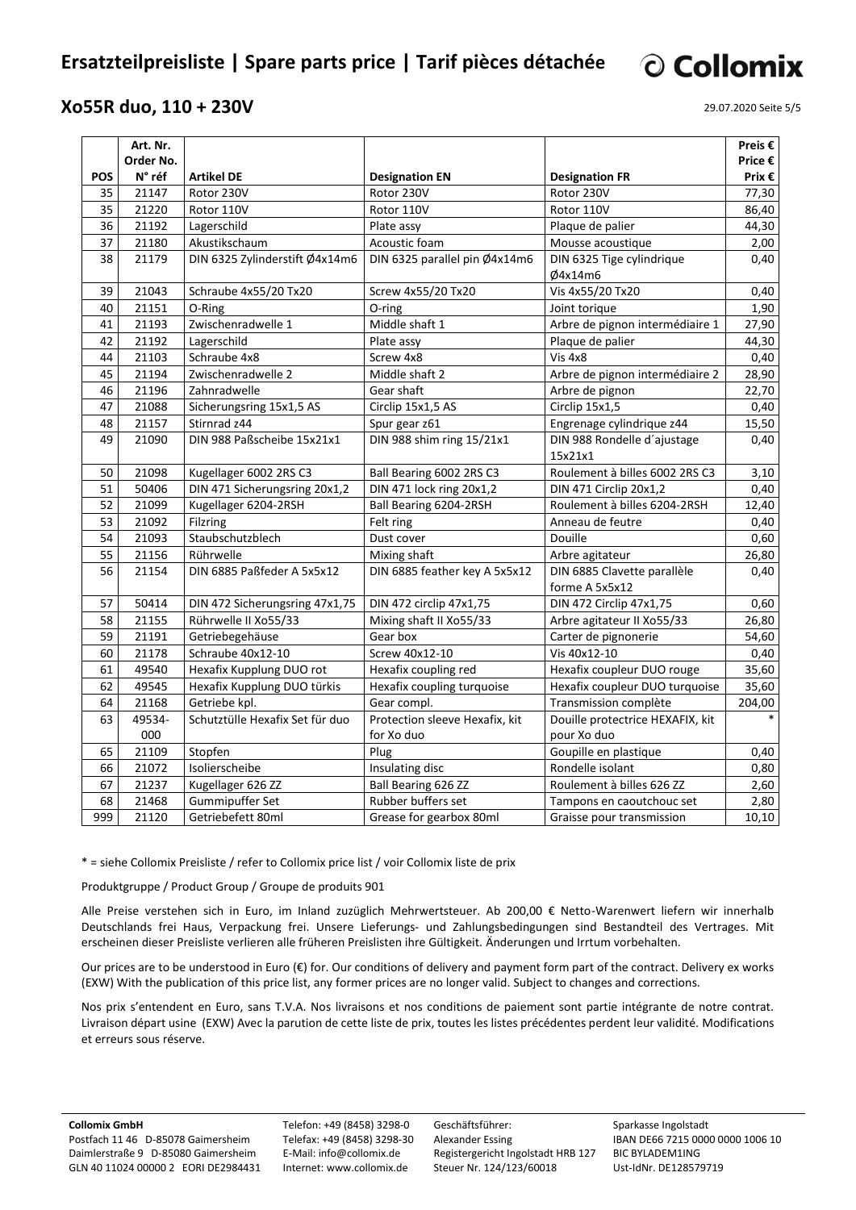## Ersatzteilpreisliste | Spare parts price | Tarif pièces détachée

## Xo55R duo, 110 + 230V

29.07.2020

| POS | Art. Nr. Order No. N° réf | Artikel DE | Designation EN | Designation FR | Preis € Price € Prix € |
|---|---|---|---|---|---|
| 35 | 21147 | Rotor 230V | Rotor 230V | Rotor 230V | 77,30 |
| 35 | 21220 | Rotor 110V | Rotor 110V | Rotor 110V | 86,40 |
| 36 | 21192 | Lagerschild | Plate assy | Plaque de palier | 44,30 |
| 37 | 21180 | Akustikschaum | Acoustic foam | Mousse acoustique | 2,00 |
| 38 | 21179 | DIN 6325 Zylinderstift Ø4x14m6 | DIN 6325 parallel pin Ø4x14m6 | DIN 6325 Tige cylindrique Ø4x14m6 | 0,40 |
| 39 | 21043 | Schraube 4x55/20 Tx20 | Screw 4x55/20 Tx20 | Vis 4x55/20 Tx20 | 0,40 |
| 40 | 21151 | O-Ring | O-ring | Joint torique | 1,90 |
| 41 | 21193 | Zwischenradwelle 1 | Middle shaft 1 | Arbre de pignon intermédiaire 1 | 27,90 |
| 42 | 21192 | Lagerschild | Plate assy | Plaque de palier | 44,30 |
| 44 | 21103 | Schraube 4x8 | Screw 4x8 | Vis 4x8 | 0,40 |
| 45 | 21194 | Zwischenradwelle 2 | Middle shaft 2 | Arbre de pignon intermédiaire 2 | 28,90 |
| 46 | 21196 | Zahnradwelle | Gear shaft | Arbre de pignon | 22,70 |
| 47 | 21088 | Sicherungsring 15x1,5 AS | Circlip 15x1,5 AS | Circlip 15x1,5 | 0,40 |
| 48 | 21157 | Stirnrad z44 | Spur gear z61 | Engrenage cylindrique z44 | 15,50 |
| 49 | 21090 | DIN 988 Paßscheibe 15x21x1 | DIN 988 shim ring 15/21x1 | DIN 988 Rondelle d´ajustage 15x21x1 | 0,40 |
| 50 | 21098 | Kugellager 6002 2RS C3 | Ball Bearing 6002 2RS C3 | Roulement à billes 6002 2RS C3 | 3,10 |
| 51 | 50406 | DIN 471 Sicherungsring 20x1,2 | DIN 471 lock ring 20x1,2 | DIN 471 Circlip 20x1,2 | 0,40 |
| 52 | 21099 | Kugellager 6204-2RSH | Ball Bearing 6204-2RSH | Roulement à billes 6204-2RSH | 12,40 |
| 53 | 21092 | Filzring | Felt ring | Anneau de feutre | 0,40 |
| 54 | 21093 | Staubschutzblech | Dust cover | Douille | 0,60 |
| 55 | 21156 | Rührwelle | Mixing shaft | Arbre agitateur | 26,80 |
| 56 | 21154 | DIN 6885 Paßfeder A 5x5x12 | DIN 6885 feather key A 5x5x12 | DIN 6885 Clavette parallèle forme A 5x5x12 | 0,40 |
| 57 | 50414 | DIN 472 Sicherungsring 47x1,75 | DIN 472 circlip 47x1,75 | DIN 472 Circlip 47x1,75 | 0,60 |
| 58 | 21155 | Rührwelle II Xo55/33 | Mixing shaft II Xo55/33 | Arbre agitateur II Xo55/33 | 26,80 |
| 59 | 21191 | Getriebegehäuse | Gear box | Carter de pignonerie | 54,60 |
| 60 | 21178 | Schraube 40x12-10 | Screw 40x12-10 | Vis 40x12-10 | 0,40 |
| 61 | 49540 | Hexafix Kupplung DUO rot | Hexafix coupling red | Hexafix coupleur DUO rouge | 35,60 |
| 62 | 49545 | Hexafix Kupplung DUO türkis | Hexafix coupling turquoise | Hexafix coupleur DUO turquoise | 35,60 |
| 64 | 21168 | Getriebe kpl. | Gear compl. | Transmission complète | 204,00 |
| 63 | 49534-000 | Schutztülle Hexafix Set für duo | Protection sleeve Hexafix, kit for Xo duo | Douille protectrice HEXAFIX, kit pour Xo duo | * |
| 65 | 21109 | Stopfen | Plug | Goupille en plastique | 0,40 |
| 66 | 21072 | Isolierscheibe | Insulating disc | Rondelle isolant | 0,80 |
| 67 | 21237 | Kugellager 626 ZZ | Ball Bearing 626 ZZ | Roulement à billes 626 ZZ | 2,60 |
| 68 | 21468 | Gummipuffer Set | Rubber buffers set | Tampons en caoutchouc set | 2,80 |
| 999 | 21120 | Getriebefett 80ml | Grease for gearbox 80ml | Graisse pour transmission | 10,10 |

* = siehe Collomix Preisliste / refer to Collomix price list / voir Collomix liste de prix

Produktgruppe / Product Group / Groupe de produits 901

Alle Preise verstehen sich in Euro, im Inland zuzüglich Mehrwertsteuer. Ab 200,00 € Netto-Warenwert liefern wir innerhalb Deutschlands frei Haus, Verpackung frei. Unsere Lieferungs- und Zahlungsbedingungen sind Bestandteil des Vertrages. Mit erscheinen dieser Preisliste verlieren alle früheren Preislisten ihre Gültigkeit. Änderungen und Irrtum vorbehalten.

Our prices are to be understood in Euro (€) for. Our conditions of delivery and payment form part of the contract. Delivery ex works (EXW) With the publication of this price list, any former prices are no longer valid. Subject to changes and corrections.

Nos prix s'entendent en Euro, sans T.V.A. Nos livraisons et nos conditions de paiement sont partie intégrante de notre contrat. Livraison départ usine (EXW) Avec la parution de cette liste de prix, toutes les listes précédentes perdent leur validité. Modifications et erreurs sous réserve.

**Collomix GmbH**
Postfach 11 46 D-85078 Gaimersheim
Daimlerstraße 9 D-85080 Gaimersheim
GLN 40 11024 00000 2 EORI DE2984431

Telefon: +49 (8458) 3298-0
Telefax: +49 (8458) 3298-30
E-Mail: info@collomix.de
Internet: www.collomix.de

Geschäftsführer:
Alexander Essing
Registergericht Ingolstadt HRB 127
Steuer Nr. 124/123/60018

Sparkasse Ingolstadt
IBAN DE66 7215 0000 0000 1006 10
BIC BYLADEM1ING
Ust-IdNr. DE128579719